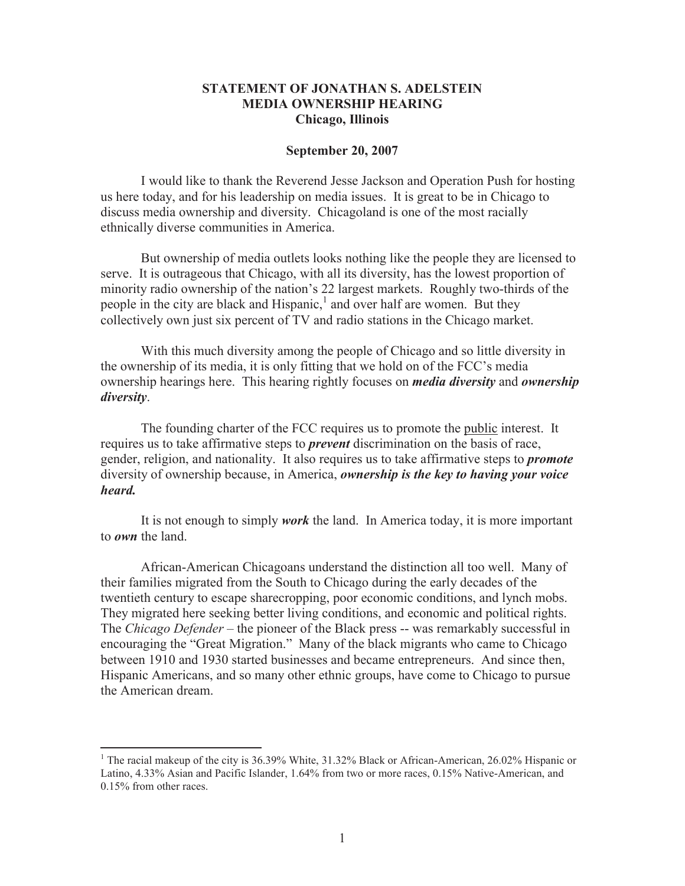**STATEMENT OF JONATHAN S. ADELSTEIN**
**MEDIA OWNERSHIP HEARING**
**Chicago, Illinois**

**September 20, 2007**

I would like to thank the Reverend Jesse Jackson and Operation Push for hosting us here today, and for his leadership on media issues. It is great to be in Chicago to discuss media ownership and diversity. Chicagoland is one of the most racially ethnically diverse communities in America.

But ownership of media outlets looks nothing like the people they are licensed to serve. It is outrageous that Chicago, with all its diversity, has the lowest proportion of minority radio ownership of the nation's 22 largest markets. Roughly two-thirds of the people in the city are black and Hispanic,[1] and over half are women. But they collectively own just six percent of TV and radio stations in the Chicago market.

With this much diversity among the people of Chicago and so little diversity in the ownership of its media, it is only fitting that we hold on of the FCC's media ownership hearings here. This hearing rightly focuses on ***media diversity*** and ***ownership diversity***.

The founding charter of the FCC requires us to promote the <u>public</u> interest. It requires us to take affirmative steps to ***prevent*** discrimination on the basis of race, gender, religion, and nationality. It also requires us to take affirmative steps to ***promote*** diversity of ownership because, in America, ***ownership is the key to having your voice heard.***

It is not enough to simply ***work*** the land. In America today, it is more important to ***own*** the land.

African-American Chicagoans understand the distinction all too well. Many of their families migrated from the South to Chicago during the early decades of the twentieth century to escape sharecropping, poor economic conditions, and lynch mobs. They migrated here seeking better living conditions, and economic and political rights. The *Chicago Defender* – the pioneer of the Black press -- was remarkably successful in encouraging the "Great Migration." Many of the black migrants who came to Chicago between 1910 and 1930 started businesses and became entrepreneurs. And since then, Hispanic Americans, and so many other ethnic groups, have come to Chicago to pursue the American dream.

---

[1] The racial makeup of the city is 36.39% White, 31.32% Black or African-American, 26.02% Hispanic or Latino, 4.33% Asian and Pacific Islander, 1.64% from two or more races, 0.15% Native-American, and 0.15% from other races.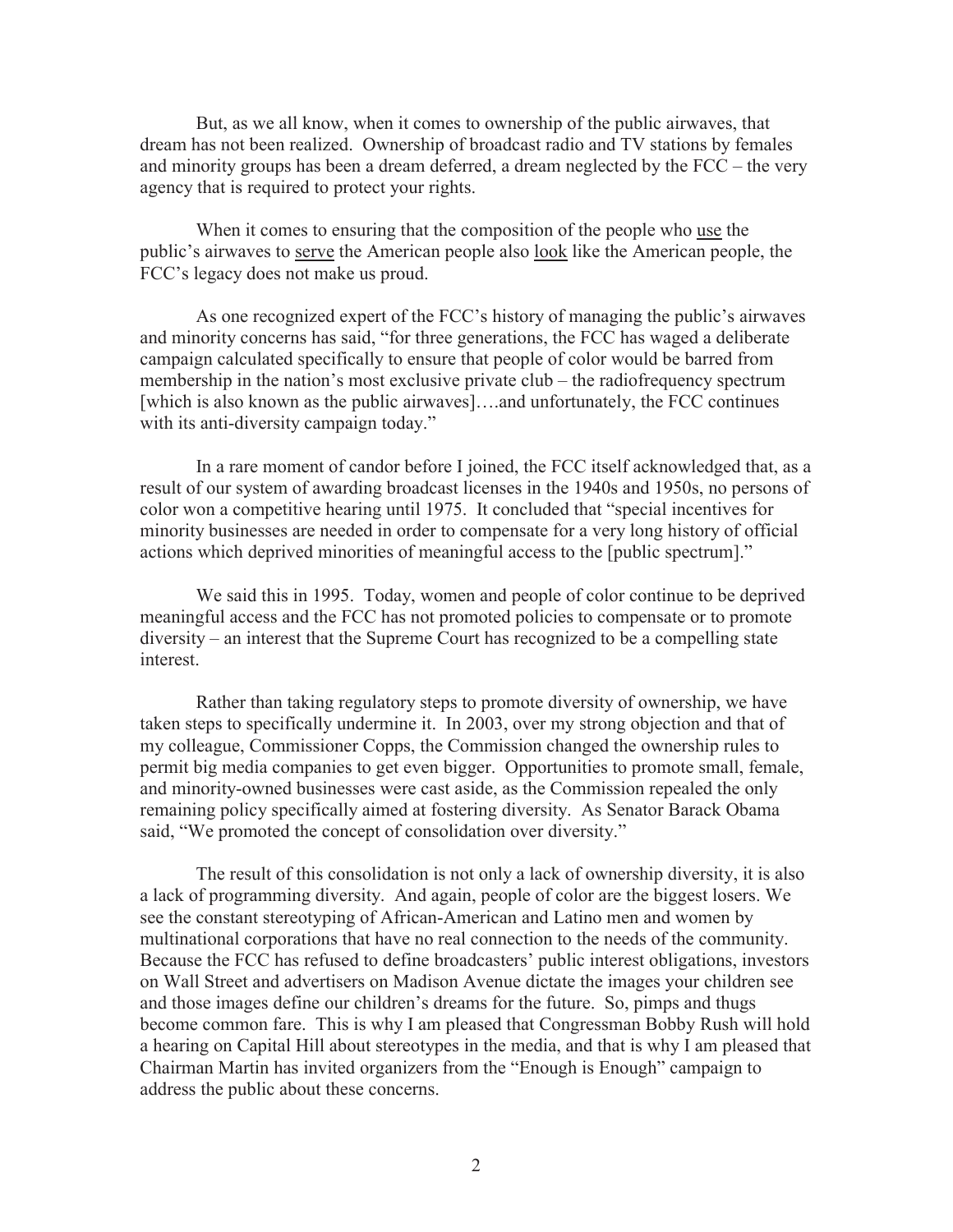But, as we all know, when it comes to ownership of the public airwaves, that dream has not been realized. Ownership of broadcast radio and TV stations by females and minority groups has been a dream deferred, a dream neglected by the FCC – the very agency that is required to protect your rights.

When it comes to ensuring that the composition of the people who <u>use</u> the public's airwaves to <u>serve</u> the American people also <u>look</u> like the American people, the FCC's legacy does not make us proud.

As one recognized expert of the FCC's history of managing the public's airwaves and minority concerns has said, "for three generations, the FCC has waged a deliberate campaign calculated specifically to ensure that people of color would be barred from membership in the nation's most exclusive private club – the radiofrequency spectrum [which is also known as the public airwaves]….and unfortunately, the FCC continues with its anti-diversity campaign today."

In a rare moment of candor before I joined, the FCC itself acknowledged that, as a result of our system of awarding broadcast licenses in the 1940s and 1950s, no persons of color won a competitive hearing until 1975. It concluded that "special incentives for minority businesses are needed in order to compensate for a very long history of official actions which deprived minorities of meaningful access to the [public spectrum]."

We said this in 1995. Today, women and people of color continue to be deprived meaningful access and the FCC has not promoted policies to compensate or to promote diversity – an interest that the Supreme Court has recognized to be a compelling state interest.

Rather than taking regulatory steps to promote diversity of ownership, we have taken steps to specifically undermine it. In 2003, over my strong objection and that of my colleague, Commissioner Copps, the Commission changed the ownership rules to permit big media companies to get even bigger. Opportunities to promote small, female, and minority-owned businesses were cast aside, as the Commission repealed the only remaining policy specifically aimed at fostering diversity. As Senator Barack Obama said, "We promoted the concept of consolidation over diversity."

The result of this consolidation is not only a lack of ownership diversity, it is also a lack of programming diversity. And again, people of color are the biggest losers. We see the constant stereotyping of African-American and Latino men and women by multinational corporations that have no real connection to the needs of the community. Because the FCC has refused to define broadcasters' public interest obligations, investors on Wall Street and advertisers on Madison Avenue dictate the images your children see and those images define our children's dreams for the future. So, pimps and thugs become common fare. This is why I am pleased that Congressman Bobby Rush will hold a hearing on Capital Hill about stereotypes in the media, and that is why I am pleased that Chairman Martin has invited organizers from the "Enough is Enough" campaign to address the public about these concerns.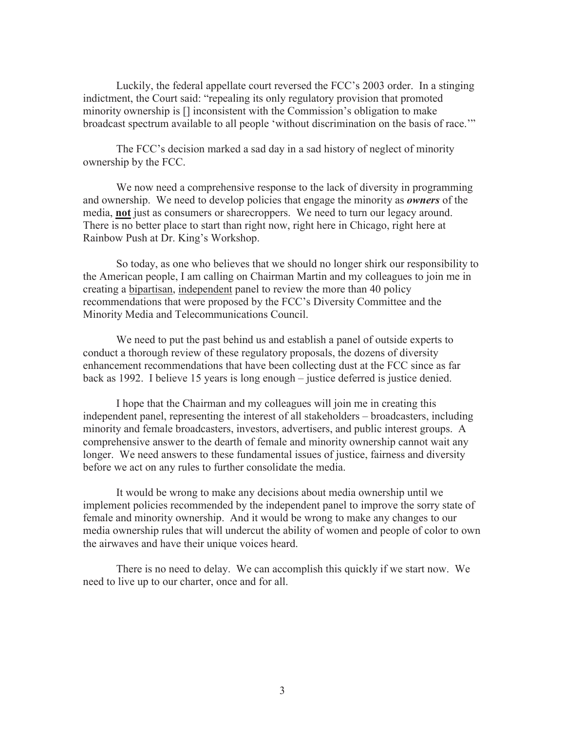Luckily, the federal appellate court reversed the FCC's 2003 order. In a stinging indictment, the Court said: "repealing its only regulatory provision that promoted minority ownership is [] inconsistent with the Commission's obligation to make broadcast spectrum available to all people 'without discrimination on the basis of race.'"

The FCC's decision marked a sad day in a sad history of neglect of minority ownership by the FCC.

We now need a comprehensive response to the lack of diversity in programming and ownership. We need to develop policies that engage the minority as ***owners*** of the media, <u>**not**</u> just as consumers or sharecroppers. We need to turn our legacy around. There is no better place to start than right now, right here in Chicago, right here at Rainbow Push at Dr. King's Workshop.

So today, as one who believes that we should no longer shirk our responsibility to the American people, I am calling on Chairman Martin and my colleagues to join me in creating a <u>bipartisan</u>, <u>independent</u> panel to review the more than 40 policy recommendations that were proposed by the FCC's Diversity Committee and the Minority Media and Telecommunications Council.

We need to put the past behind us and establish a panel of outside experts to conduct a thorough review of these regulatory proposals, the dozens of diversity enhancement recommendations that have been collecting dust at the FCC since as far back as 1992. I believe 15 years is long enough – justice deferred is justice denied.

I hope that the Chairman and my colleagues will join me in creating this independent panel, representing the interest of all stakeholders – broadcasters, including minority and female broadcasters, investors, advertisers, and public interest groups. A comprehensive answer to the dearth of female and minority ownership cannot wait any longer. We need answers to these fundamental issues of justice, fairness and diversity before we act on any rules to further consolidate the media.

It would be wrong to make any decisions about media ownership until we implement policies recommended by the independent panel to improve the sorry state of female and minority ownership. And it would be wrong to make any changes to our media ownership rules that will undercut the ability of women and people of color to own the airwaves and have their unique voices heard.

There is no need to delay. We can accomplish this quickly if we start now. We need to live up to our charter, once and for all.